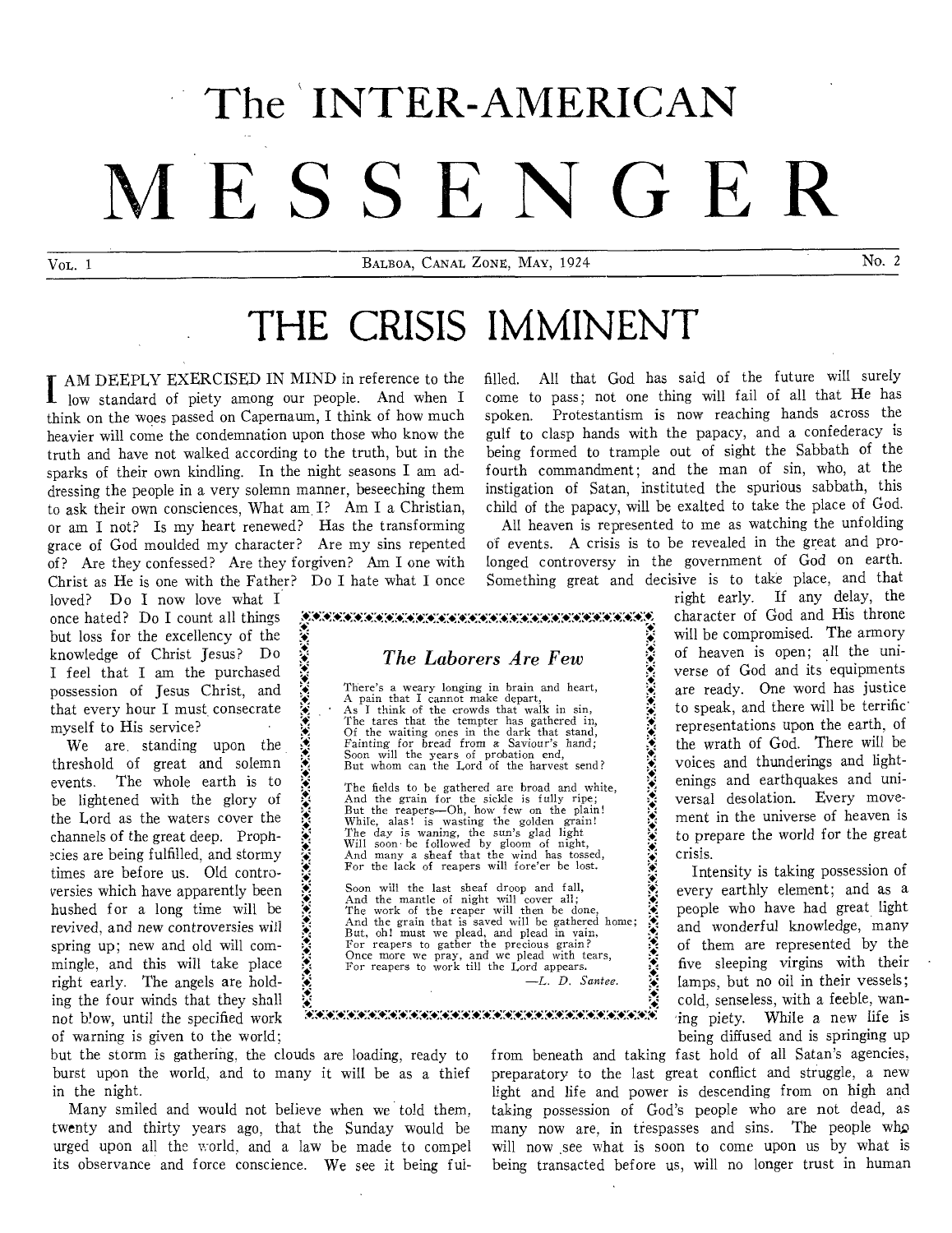# The INTER-AMERICAN MESSENGER

VOL. 1 BALBOA, CANAL ZONE, MAY, 1924 No. 2

## THE CRISIS IMMINENT

I AM DEEPLY EXERCISED IN MIND in reference to the low standard of piety among our people. And when I think on the woes passed on Capernaum, I think of how much heavier will come the condemnation upon those who know the truth and have not walked according to the truth, but in the sparks of their own kindling. In the night seasons I am addressing the people in a very solemn manner, beseeching them to ask their own consciences, What am I? Am I a Christian, or am I not? Is my heart renewed? Has the transforming grace of God moulded my character? Are my sins repented of? Are they confessed? Are they forgiven? Am I one with Christ as He is one with the Father? Do I hate what I once loved? Do I now love what I once hated? Do I count all things but loss for the excellency of the knowledge of Christ Jesus? Do I feel that I am the purchased possession of Jesus Christ, and that every hour I must consecrate myself to His service?

We are standing upon the threshold of great and solemn events. The whole earth is to be lightened with the glory of the Lord as the waters cover the channels of the great deep. Prophecies are being fulfilled, and stormy times are before us. Old controversies which have apparently been hushed for a long time will be revived, and new controversies will spring up; new and old will commingle, and this will take place right early. The angels are holding the four winds that they shall not blow, until the specified work of warning is given to the world; but the storm is gathering, the clouds are loading, ready to burst upon the world, and to many it will be as a thief in the night.

Many smiled and would not believe when we told them, twenty and thirty years ago, that the Sunday would be urged upon all the world, and a law be made to compel its observance and force conscience. We see it being fulfilled. All that God has said of the future will surely come to pass; not one thing will fail of all that He has spoken. Protestantism is now reaching hands across the gulf to clasp hands with the papacy, and a confederacy is being formed to trample out of sight the Sabbath of the fourth commandment; and the man of sin, who, at the instigation of Satan, instituted the spurious sabbath, this child of the papacy, will be exalted to take the place of God.

All heaven is represented to me as watching the unfolding of events. A crisis is to be revealed in the great and prolonged controversy in the government of God on earth. Something great and decisive is to take place, and that right early. If any delay, the character of God and His throne will be compromised. The armory of heaven is open; all the universe of God and its equipments are ready. One word has justice to speak, and there will be terrific representations upon the earth, of the wrath of God. There will be voices and thunderings and lightenings and earthquakes and universal desolation. Every movement in the universe of heaven is to prepare the world for the great crisis.

Intensity is taking possession of every earthly element; and as a people who have had great light and wonderful knowledge, many of them are represented by the five sleeping virgins with their lamps, but no oil in their vessels; cold, senseless, with a feeble, waning piety. While a new life is being diffused and is springing up from beneath and taking fast hold of all Satan's agencies, preparatory to the last great conflict and struggle, a new light and life and power is descending from on high and taking possession of God's people who are not dead, as many now are, in trespasses and sins. The people who will now see what is soon to come upon us by what is being transacted before us, will no longer trust in human

### *The Laborers Are Few*

There's a weary longing in brain and heart,
A pain that I cannot make depart,
As I think of the crowds that walk in sin,
The tares that the tempter has gathered in,
Of the waiting ones in the dark that stand,
Fainting for bread from a Saviour's hand;
Soon will the years of probation end,
But whom can the Lord of the harvest send?

The fields to be gathered are broad and white,
And the grain for the sickle is fully ripe;
But the reapers—Oh, how few on the plain!
While, alas! is wasting the golden grain!
The day is waning, the sun's glad light
Will soon be followed by gloom of night,
And many a sheaf that the wind has tossed,
For the lack of reapers will fore'er be lost.

Soon will the last sheaf droop and fall,
And the mantle of night will cover all;
The work of the reaper will then be done,
And the grain that is saved will be gathered home;
But, oh! must we plead, and plead in vain,
For reapers to gather the precious grain?
Once more we pray, and we plead with tears,
For reapers to work till the Lord appears.

—*L. D. Santee.*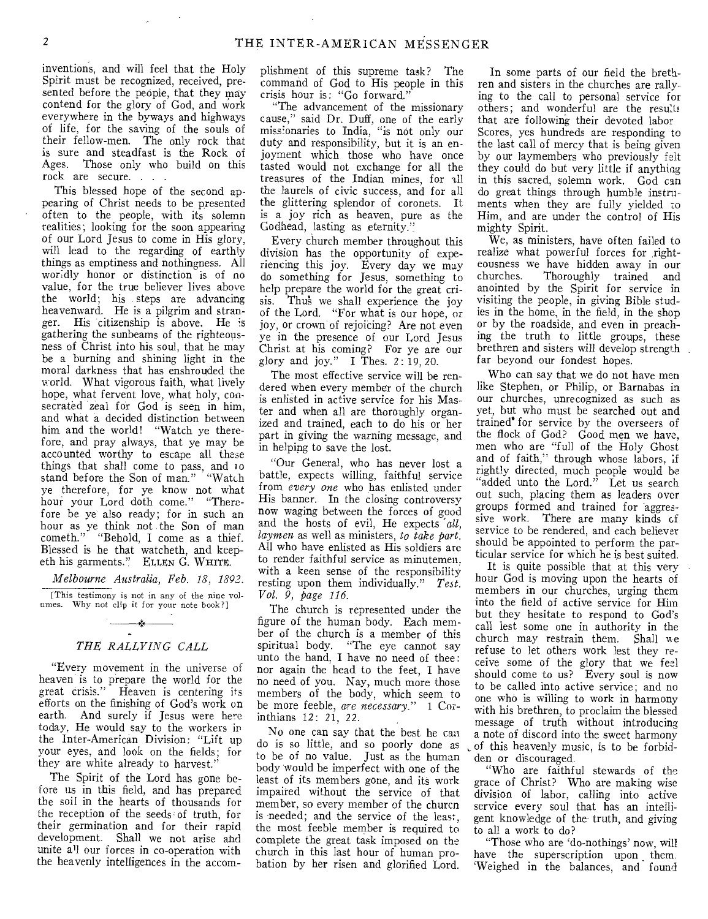inventions, and will feel that the Holy Spirit must be recognized, received, presented before the people, that they may contend for the glory of God, and work everywhere in the byways and highways of life, for the saving of the souls of their fellow-men. The only rock that is sure and steadfast is the Rock of Ages. Those only who build on this rock are secure. . . .

This blessed hope of the second appearing of Christ needs to be presented often to the people, with its solemn realities; looking for the soon appearing of our Lord Jesus to come in His glory, will lead to the regarding of earthly things as emptiness and nothingness. All worldly honor or distinction is of no value, for the true believer lives above the world; his steps are advancing heavenward. He is a pilgrim and stranger. His citizenship is above. He is gathering the sunbeams of the righteousness of Christ into his soul, that he may be a burning and shining light in the moral darkness that has enshrouded the world. What vigorous faith, what lively hope, what fervent love, what holy, consecrated zeal for God is seen in him, and what a decided distinction between him and the world! "Watch ye therefore, and pray always, that ye may be accounted worthy to escape all these things that shall come to pass, and to stand before the Son of man." "Watch ye therefore, for ye know not what hour your Lord doth come." "Therefore be ye also ready; for in such an hour as ye think not the Son of man cometh." "Behold, I come as a thief. Blessed is he that watcheth, and keepeth his garments." ELLEN G. WHITE.

*Melbourne Australia, Feb. 18, 1892.*

[This testimony is not in any of the nine volumes. Why not clip it for your note book?]

## *THE RALLYING CALL*

"Every movement in the universe of heaven is to prepare the world for the great crisis." Heaven is centering its efforts on the finishing of God's work on earth. And surely if Jesus were here today, He would say to the workers in the Inter-American Division: "Lift up your eyes, and look on the fields; for they are white already to harvest."

The Spirit of the Lord has gone before us in this field, and has prepared the soil in the hearts of thousands for the reception of the seeds of truth, for their germination and for their rapid development. Shall we not arise and unite all our forces in co-operation with the heavenly intelligences in the accomplishment of this supreme task? The command of God to His people in this crisis hour is: "Go forward."

"The advancement of the missionary cause," said Dr. Duff, one of the early missionaries to India, "is not only our duty and responsibility, but it is an enjoyment which those who have once tasted would not exchange for all the treasures of the Indian mines, for all the laurels of civic success, and for all the glittering splendor of coronets. It is a joy rich as heaven, pure as the Godhead, lasting as eternity."

Every church member throughout this division has the opportunity of experiencing this joy. Every day we may do something for Jesus, something to help prepare the world for the great crisis. Thus we shall experience the joy of the Lord. "For what is our hope, or joy, or crown of rejoicing? Are not even ye in the presence of our Lord Jesus Christ at his coming? For ye are our glory and joy." I Thes. 2: 19, 20.

The most effective service will be rendered when every member of the church is enlisted in active service for his Master and when all are thoroughly organized and trained, each to do his or her part in giving the warning message, and in helping to save the lost.

"Our General, who has never lost a battle, expects willing, faithful service from *every one* who has enlisted under His banner. In the closing controversy now waging between the forces of good and the hosts of evil, He expects *all, laymen* as well as ministers, *to take part.* All who have enlisted as His soldiers are to render faithful service as minutemen, with a keen sense of the responsibility resting upon them individually." *Test. Vol. 9, page 116.*

The church is represented under the figure of the human body. Each member of the church is a member of this spiritual body. "The eye cannot say unto the hand, I have no need of thee: nor again the head to the feet, I have no need of you. Nay, much more those members of the body, which seem to be more feeble, *are necessary.*" 1 Corinthians 12: 21, 22.

No one can say that the best he can do is so little, and so poorly done as to be of no value. Just as the human body would be imperfect with one of the least of its members gone, and its work impaired without the service of that member, so every member of the church is needed; and the service of the least, the most feeble member is required to complete the great task imposed on the church in this last hour of human probation by her risen and glorified Lord.

In some parts of our field the brethren and sisters in the churches are rallying to the call to personal service for others; and wonderful are the results that are following their devoted labor. Scores, yes hundreds are responding to the last call of mercy that is being given by our laymembers who previously felt they could do but very little if anything in this sacred, solemn work. God can do great things through humble instruments when they are fully yielded to Him, and are under the control of His mighty Spirit.

We, as ministers, have often failed to realize what powerful forces for righteousness we have hidden away in our churches. Thoroughly trained and anointed by the Spirit for service in visiting the people, in giving Bible studies in the home, in the field, in the shop or by the roadside, and even in preaching the truth to little groups, these brethren and sisters will develop strength far beyond our fondest hopes.

Who can say that we do not have men like Stephen, or Philip, or Barnabas in our churches, unrecognized as such as yet, but who must be searched out and trained for service by the overseers of the flock of God? Good men we have, men who are "full of the Holy Ghost and of faith," through whose labors, if rightly directed, much people would be "added unto the Lord." Let us search out such, placing them as leaders over groups formed and trained for aggressive work. There are many kinds of service to be rendered, and each believer should be appointed to perform the particular service for which he is best suited.

It is quite possible that at this very hour God is moving upon the hearts of members in our churches, urging them into the field of active service for Him but they hesitate to respond to God's call lest some one in authority in the church may restrain them. Shall we refuse to let others work lest they receive some of the glory that we feel should come to us? Every soul is now to be called into active service; and no one who is willing to work in harmony with his brethren, to proclaim the blessed message of truth without introducing a note of discord into the sweet harmony of this heavenly music, is to be forbidden or discouraged.

"Who are faithful stewards of the grace of Christ? Who are making wise division of labor, calling into active service every soul that has an intelligent knowledge of the truth, and giving to all a work to do?

"Those who are 'do-nothings' now, will have the superscription upon them. 'Weighed in the balances, and found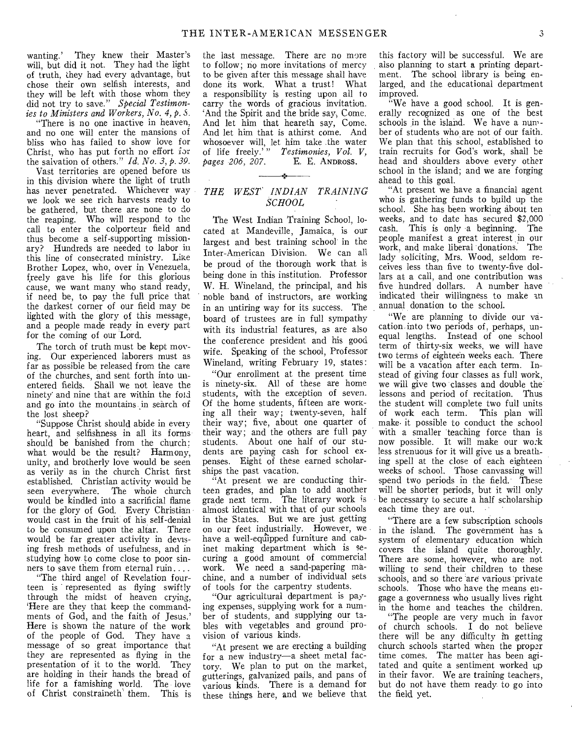wanting.' They knew their Master's will, but did it not. They had the light of truth, they had every advantage, but chose their own selfish interests, and they will be left with those whom they did not try to save." *Special Testimonies to Ministers and Workers, No. 4, p. 5.*

"There is no one inactive in heaven, and no one will enter the mansions of bliss who has failed to show love for Christ, who has put forth no effort for the salvation of others." *Id. No. 3, p. 39.*

Vast territories are opened before us in this division where the light of truth has never penetrated. Whichever way we look we see rich harvests ready to be gathered, but there are none to do the reaping. Who will respond to the call to enter the colporteur field and thus become a self-supporting missionary? Hundreds are needed to labor in this line of consecrated ministry. Like Brother Lopez, who, over in Venezuela, freely gave his life for this glorious cause, we want many who stand ready, if need be, to pay the full price that the darkest corner of our field may be lighted with the glory of this message, and a people made ready in every part for the coming of our Lord.

The torch of truth must be kept moving. Our experienced laborers must as far as possible be released from the care of the churches, and sent forth into unentered fields. Shall we not leave the ninety and nine that are within the fold and go into the mountains in search of the lost sheep?

"Suppose Christ should abide in every heart, and selfishness in all its forms should be banished from the church: what would be the result? Harmony, unity, and brotherly love would be seen as verily as in the church Christ first established. Christian activity would be seen everywhere. The whole church would be kindled into a sacrificial flame for the glory of God. Every Christian would cast in the fruit of his self-denial to be consumed upon the altar. There would be far greater activity in devising fresh methods of usefulness, and in studying how to come close to poor sinners to save them from eternal ruin....

"The third angel of Revelation fourteen is represented as flying swiftly through the midst of heaven crying, 'Here are they that keep the commandments of God, and the faith of Jesus.' Here is shown the nature of the work of the people of God. They have a message of so great importance that they are represented as flying in the presentation of it to the world. They are holding in their hands the bread of life for a famishing world. The love of Christ constraineth them. This is the last message. There are no more to follow; no more invitations of mercy to be given after this message shall have done its work. What a trust! What a responsibility is resting upon all to carry the words of gracious invitation. 'And the Spirit and the bride say, Come. And let him that heareth say, Come. And let him that is athirst come. And whosoever will, let him take the water of life freely.'" *Testimonies, Vol. V, pages 206, 207.*

E. E. ANDROSS.

## THE WEST INDIAN TRAINING SCHOOL

The West Indian Training School, located at Mandeville, Jamaica, is our largest and best training school in the Inter-American Division. We can all be proud of the thorough work that is being done in this institution. Professor W. H. Wineland, the principal, and his noble band of instructors, are working in an untiring way for its success. The board of trustees are in full sympathy with its industrial features, as are also the conference president and his good wife. Speaking of the school, Professor Wineland, writing February 19, states:

"Our enrollment at the present time is ninety-six. All of these are home students, with the exception of seven. Of the home students, fifteen are working all their way; twenty-seven, half their way; five, about one quarter of their way; and the others are full pay students. About one half of our students are paying cash for school expenses. Eight of these earned scholarships the past vacation.

"At present we are conducting thirteen grades, and plan to add another grade next term. The literary work is almost identical with that of our schools in the States. But we are just getting on our feet industrially. However, we have a well-equipped furniture and cabinet making department which is securing a good amount of commercial work. We need a sand-papering machine, and a number of individual sets of tools for the carpentry students.

"Our agricultural department is paying expenses, supplying work for a number of students, and supplying our tables with vegetables and ground provision of various kinds.

"At present we are erecting a building for a new industry—a sheet metal factory. We plan to put on the market, gutterings, galvanized pails, and pans of various kinds. There is a demand for these things here, and we believe that this factory will be successful. We are also planning to start a printing department. The school library is being enlarged, and the educational department improved.

"We have a good school. It is generally recognized as one of the best schools in the island. We have a number of students who are not of our faith. We plan that this school, established to train recruits for God's work, shall be head and shoulders above every other school in the island; and we are forging ahead to this goal.

"At present we have a financial agent who is gathering funds to build up the school. She has been working about ten weeks, and to date has secured $2,000 cash. This is only a beginning. The people manifest a great interest in our work, and make liberal donations. The lady soliciting, Mrs. Wood, seldom receives less than five to twenty-five dollars at a call, and one contribution was five hundred dollars. A number have indicated their willingness to make an annual donation to the school.

"We are planning to divide our vacation into two periods of, perhaps, unequal lengths. Instead of one school term of thirty-six weeks, we will have two terms of eighteen weeks each. There will be a vacation after each term. Instead of giving four classes as full work, we will give two classes and double the lessons and period of recitation. Thus the student will complete two full units of work each term. This plan will make it possible to conduct the school with a smaller teaching force than is now possible. It will make our work less strenuous for it will give us a breathing spell at the close of each eighteen weeks of school. Those canvassing will spend two periods in the field. These will be shorter periods, but it will only be necessary to secure a half scholarship each time they are out.

"There are a few subscription schools in the island. The government has a system of elementary education which covers the island quite thoroughly. There are some, however, who are not willing to send their children to these schools, and so there are various private schools. Those who have the means engage a governess who usually lives right in the home and teaches the children.

"The people are very much in favor of church schools. I do not believe there will be any difficulty in getting church schools started when the proper time comes. The matter has been agitated and quite a sentiment worked up in their favor. We are training teachers, but do not have them ready to go into the field yet.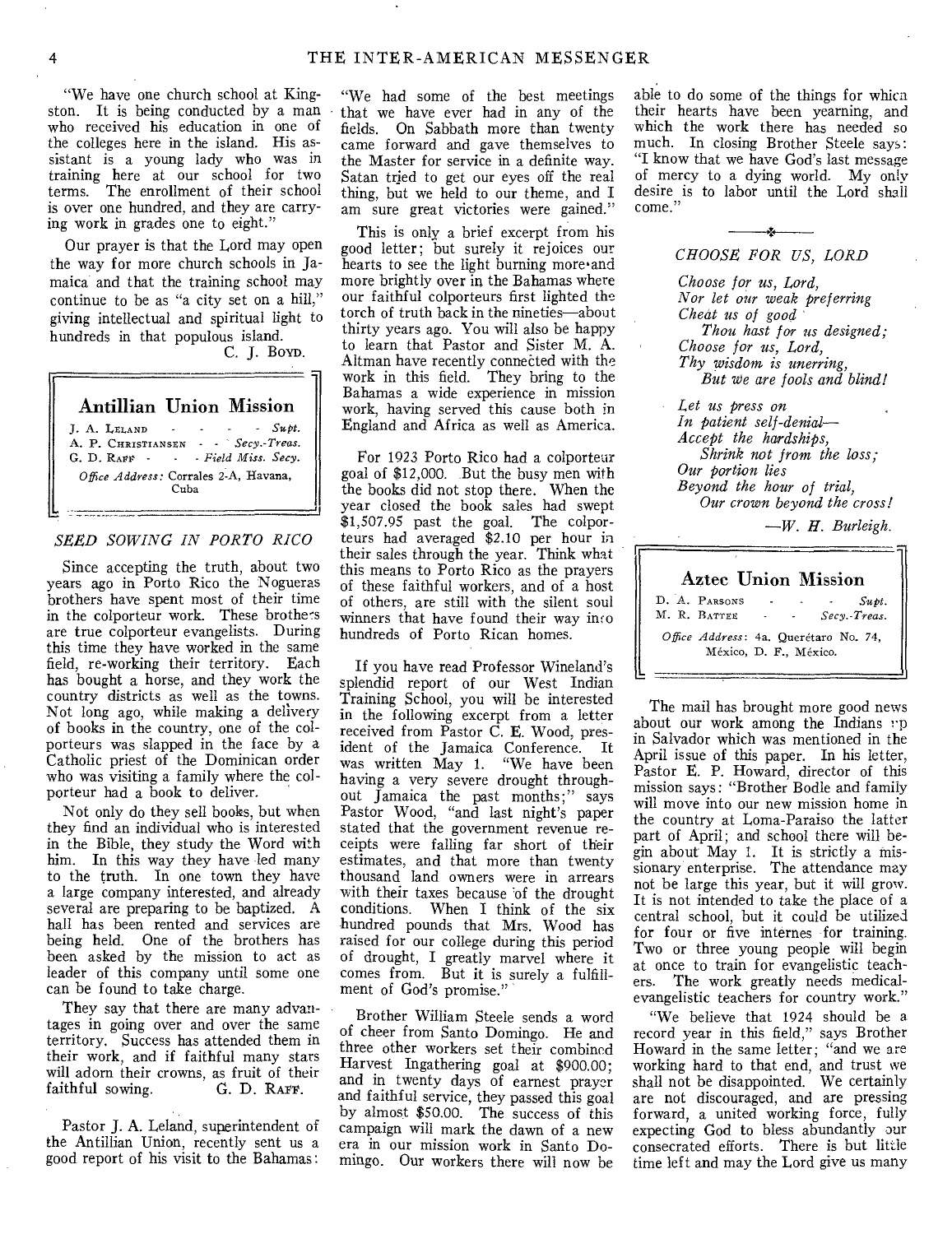"We have one church school at Kingston. It is being conducted by a man who received his education in one of the colleges here in the island. His assistant is a young lady who was in training here at our school for two terms. The enrollment of their school is over one hundred, and they are carrying work in grades one to eight."

Our prayer is that the Lord may open the way for more church schools in Jamaica and that the training school may continue to be as "a city set on a hill," giving intellectual and spiritual light to hundreds in that populous island.

C. J. BOYD.

## Antillian Union Mission

J. A. LELAND - - - - - *Supt.*
A. P. CHRISTIANSEN - - *Secy.-Treas.*
G. D. RAFF - - - *Field Miss. Secy.*

*Office Address:* Corrales 2-A, Havana, Cuba

### *SEED SOWING IN PORTO RICO*

Since accepting the truth, about two years ago in Porto Rico the Nogueras brothers have spent most of their time in the colporteur work. These brothers are true colporteur evangelists. During this time they have worked in the same field, re-working their territory. Each has bought a horse, and they work the country districts as well as the towns. Not long ago, while making a delivery of books in the country, one of the colporteurs was slapped in the face by a Catholic priest of the Dominican order who was visiting a family where the colporteur had a book to deliver.

Not only do they sell books, but when they find an individual who is interested in the Bible, they study the Word with him. In this way they have led many to the truth. In one town they have a large company interested, and already several are preparing to be baptized. A hall has been rented and services are being held. One of the brothers has been asked by the mission to act as leader of this company until some one can be found to take charge.

They say that there are many advantages in going over and over the same territory. Success has attended them in their work, and if faithful many stars will adorn their crowns, as fruit of their faithful sowing.

G. D. RAFF.

Pastor J. A. Leland, superintendent of the Antillian Union, recently sent us a good report of his visit to the Bahamas:

"We had some of the best meetings that we have ever had in any of the fields. On Sabbath more than twenty came forward and gave themselves to the Master for service in a definite way. Satan tried to get our eyes off the real thing, but we held to our theme, and I am sure great victories were gained."

This is only a brief excerpt from his good letter; but surely it rejoices our hearts to see the light burning more and more brightly over in the Bahamas where our faithful colporteurs first lighted the torch of truth back in the nineties—about thirty years ago. You will also be happy to learn that Pastor and Sister M. A. Altman have recently connected with the work in this field. They bring to the Bahamas a wide experience in mission work, having served this cause both in England and Africa as well as America.

For 1923 Porto Rico had a colporteur goal of $12,000. But the busy men with the books did not stop there. When the year closed the book sales had swept $1,507.95 past the goal. The colporteurs had averaged $2.10 per hour in their sales through the year. Think what this means to Porto Rico as the prayers of these faithful workers, and of a host of others, are still with the silent soul winners that have found their way into hundreds of Porto Rican homes.

If you have read Professor Wineland's splendid report of our West Indian Training School, you will be interested in the following excerpt from a letter received from Pastor C. E. Wood, president of the Jamaica Conference. It was written May 1. "We have been having a very severe drought throughout Jamaica the past months;" says Pastor Wood, "and last night's paper stated that the government revenue receipts were falling far short of their estimates, and that more than twenty thousand land owners were in arrears with their taxes because of the drought conditions. When I think of the six hundred pounds that Mrs. Wood has raised for our college during this period of drought, I greatly marvel where it comes from. But it is surely a fulfillment of God's promise."

Brother William Steele sends a word of cheer from Santo Domingo. He and three other workers set their combined Harvest Ingathering goal at $900.00; and in twenty days of earnest prayer and faithful service, they passed this goal by almost $50.00. The success of this campaign will mark the dawn of a new era in our mission work in Santo Domingo. Our workers there will now be able to do some of the things for which their hearts have been yearning, and which the work there has needed so much. In closing Brother Steele says: "I know that we have God's last message of mercy to a dying world. My only desire is to labor until the Lord shall come."

### *CHOOSE FOR US, LORD*

*Choose for us, Lord,*
*Nor let our weak preferring*
*Cheat us of good*
*Thou hast for us designed;*
*Choose for us, Lord,*
*Thy wisdom is unerring,*
*But we are fools and blind!*

*Let us press on*
*In patient self-denial—*
*Accept the hardships,*
*Shrink not from the loss;*
*Our portion lies*
*Beyond the hour of trial,*
*Our crown beyond the cross!*

—*W. H. Burleigh.*

## Aztec Union Mission

D. A. PARSONS - - - - *Supt.*
M. R. BATTEE - - *Secy.-Treas.*

*Office Address:* 4a. Querétaro No. 74, México, D. F., México.

The mail has brought more good news about our work among the Indians up in Salvador which was mentioned in the April issue of this paper. In his letter, Pastor E. P. Howard, director of this mission says: "Brother Bodle and family will move into our new mission home in the country at Loma-Paraiso the latter part of April; and school there will begin about May 1. It is strictly a missionary enterprise. The attendance may not be large this year, but it will grow. It is not intended to take the place of a central school, but it could be utilized for four or five internes for training. Two or three young people will begin at once to train for evangelistic teachers. The work greatly needs medical-evangelistic teachers for country work."

"We believe that 1924 should be a record year in this field," says Brother Howard in the same letter; "and we are working hard to that end, and trust we shall not be disappointed. We certainly are not discouraged, and are pressing forward, a united working force, fully expecting God to bless abundantly our consecrated efforts. There is but little time left and may the Lord give us many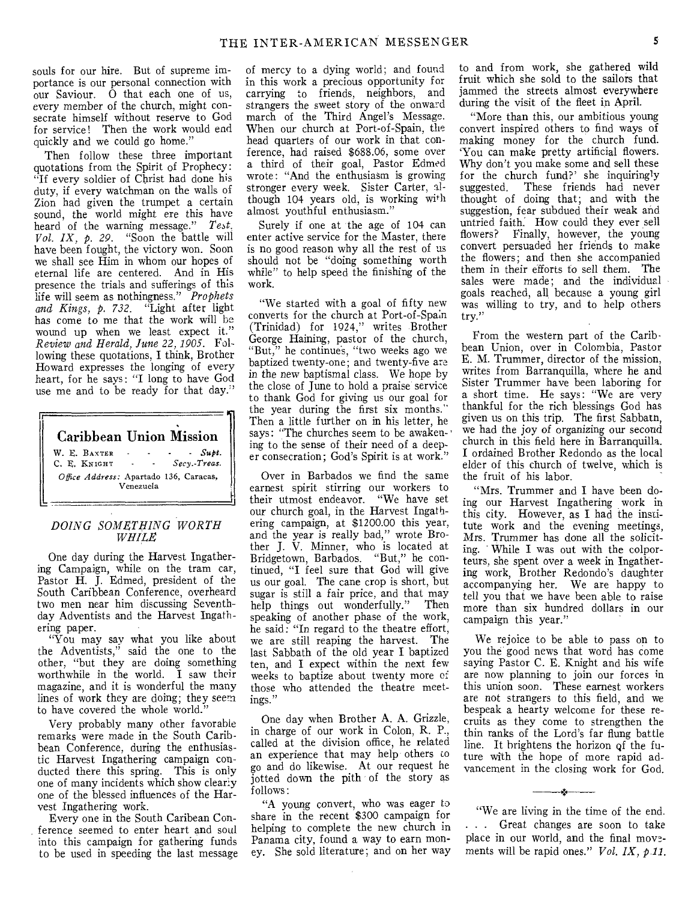souls for our hire. But of supreme importance is our personal connection with our Saviour. O that each one of us, every member of the church, might consecrate himself without reserve to God for service! Then the work would end quickly and we could go home."

Then follow these three important quotations from the Spirit of Prophecy: "If every soldier of Christ had done his duty, if every watchman on the walls of Zion had given the trumpet a certain sound, the world might ere this have heard of the warning message." *Test. Vol. IX, p. 29.* "Soon the battle will have been fought, the victory won. Soon we shall see Him in whom our hopes of eternal life are centered. And in His presence the trials and sufferings of this life will seem as nothingness." *Prophets and Kings, p. 732.* "Light after light has come to me that the work will be wound up when we least expect it." *Review and Herald, June 22, 1905.* Following these quotations, I think, Brother Howard expresses the longing of every heart, for he says: "I long to have God use me and to be ready for that day."

## Caribbean Union Mission

W. E. BAXTER - - - - *Supt.*
C. E. KNIGHT - - *Secy.-Treas.*
*Office Address:* Apartado 136, Caracas, Venezuela

### *DOING SOMETHING WORTH WHILE*

One day during the Harvest Ingathering Campaign, while on the tram car, Pastor H. J. Edmed, president of the South Caribbean Conference, overheard two men near him discussing Seventh-day Adventists and the Harvest Ingathering paper.

"You may say what you like about the Adventists," said the one to the other, "but they are doing something worthwhile in the world. I saw their magazine, and it is wonderful the many lines of work they are doing; they seem to have covered the whole world."

Very probably many other favorable remarks were made in the South Caribbean Conference, during the enthusiastic Harvest Ingathering campaign conducted there this spring. This is only one of many incidents which show clearly one of the blessed influences of the Harvest Ingathering work.

Every one in the South Caribean Conference seemed to enter heart and soul into this campaign for gathering funds to be used in speeding the last message of mercy to a dying world; and found in this work a precious opportunity for carrying to friends, neighbors, and strangers the sweet story of the onward march of the Third Angel's Message. When our church at Port-of-Spain, the head quarters of our work in that conference, had raised $688.06, some over a third of their goal, Pastor Edmed wrote: "And the enthusiasm is growing stronger every week. Sister Carter, although 104 years old, is working with almost youthful enthusiasm."

Surely if one at the age of 104 can enter active service for the Master, there is no good reason why all the rest of us should not be "doing something worth while" to help speed the finishing of the work.

"We started with a goal of fifty new converts for the church at Port-of-Spain (Trinidad) for 1924," writes Brother George Haining, pastor of the church, "But," he continues, "two weeks ago we baptized twenty-one; and twenty-five are in the new baptismal class. We hope by the close of June to hold a praise service to thank God for giving us our goal for the year during the first six months." Then a little further on in his letter, he says: "The churches seem to be awakening to the sense of their need of a deeper consecration; God's Spirit is at work."

Over in Barbados we find the same earnest spirit stirring our workers to their utmost endeavor. "We have set our church goal, in the Harvest Ingathering campaign, at $1200.00 this year, and the year is really bad," wrote Brother J. V. Minner, who is located at Bridgetown, Barbados. "But," he continued, "I feel sure that God will give us our goal. The cane crop is short, but sugar is still a fair price, and that may help things out wonderfully." Then speaking of another phase of the work, he said: "In regard to the theatre effort, we are still reaping the harvest. The last Sabbath of the old year I baptized ten, and I expect within the next few weeks to baptize about twenty more of those who attended the theatre meetings."

One day when Brother A. A. Grizzle, in charge of our work in Colon, R. P., called at the division office, he related an experience that may help others to go and do likewise. At our request he jotted down the pith of the story as follows:

"A young convert, who was eager to share in the recent $300 campaign for helping to complete the new church in Panama city, found a way to earn money. She sold literature; and on her way to and from work, she gathered wild fruit which she sold to the sailors that jammed the streets almost everywhere during the visit of the fleet in April.

"More than this, our ambitious young convert inspired others to find ways of making money for the church fund. 'You can make pretty artificial flowers. Why don't you make some and sell these for the church fund?' she inquiringly suggested. These friends had never thought of doing that; and with the suggestion, fear subdued their weak and untried faith. How could they ever sell flowers? Finally, however, the young convert persuaded her friends to make the flowers; and then she accompanied them in their efforts to sell them. The sales were made; and the individual goals reached, all because a young girl was willing to try, and to help others try."

From the western part of the Caribbean Union, over in Colombia, Pastor E. M. Trummer, director of the mission, writes from Barranquilla, where he and Sister Trummer have been laboring for a short time. He says: "We are very thankful for the rich blessings God has given us on this trip. The first Sabbath, we had the joy of organizing our second church in this field here in Barranquilla. I ordained Brother Redondo as the local elder of this church of twelve, which is the fruit of his labor.

"Mrs. Trummer and I have been doing our Harvest Ingathering work in this city. However, as I had the institute work and the evening meetings, Mrs. Trummer has done all the soliciting. While I was out with the colporteurs, she spent over a week in Ingathering work, Brother Redondo's daughter accompanying her. We are happy to tell you that we have been able to raise more than six hundred dollars in our campaign this year."

We rejoice to be able to pass on to you the good news that word has come saying Pastor C. E. Knight and his wife are now planning to join our forces in this union soon. These earnest workers are not strangers to this field, and we bespeak a hearty welcome for these recruits as they come to strengthen the thin ranks of the Lord's far flung battle line. It brightens the horizon of the future with the hope of more rapid advancement in the closing work for God.

---

"We are living in the time of the end. . . . Great changes are soon to take place in our world, and the final movements will be rapid ones." *Vol. IX, p.11.*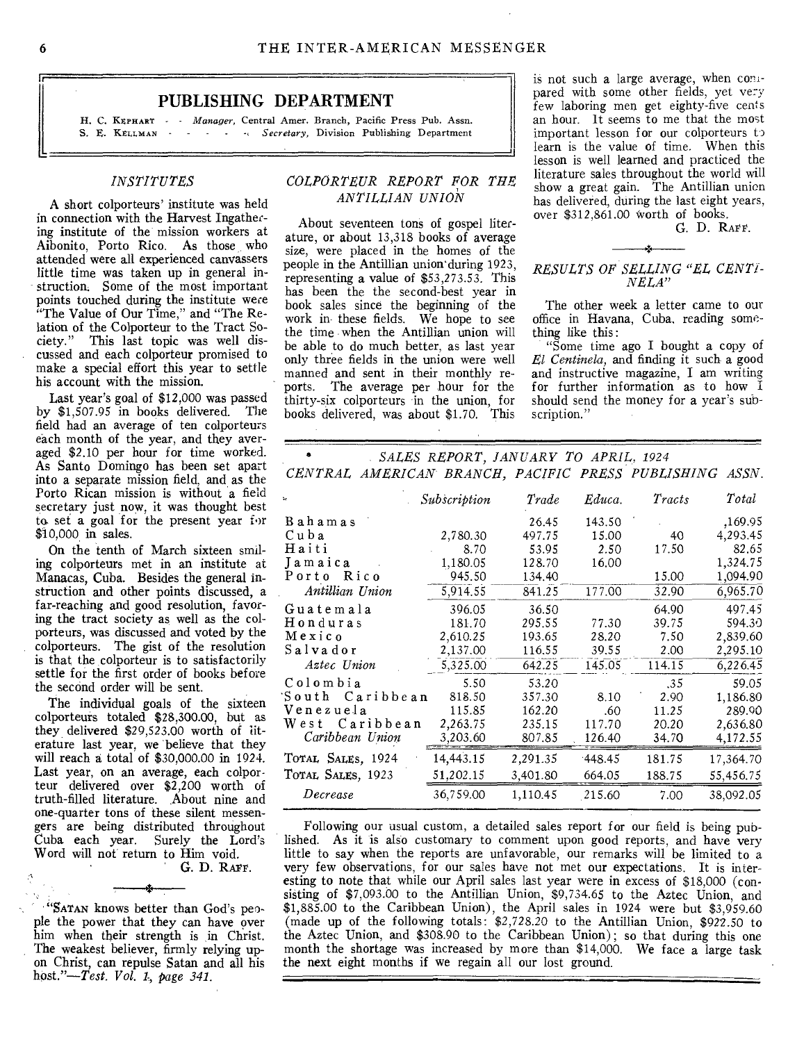## PUBLISHING DEPARTMENT

H. C. KEPHART - - *Manager,* Central Amer. Branch, Pacific Press Pub. Assn.
S. E. KELLMAN - - - - - *Secretary,* Division Publishing Department

### *INSTITUTES*

A short colporteurs' institute was held in connection with the Harvest Ingathering institute of the mission workers at Aibonito, Porto Rico. As those who attended were all experienced canvassers little time was taken up in general instruction. Some of the most important points touched during the institute were "The Value of Our Time," and "The Relation of the Colporteur to the Tract Society." This last topic was well discussed and each colporteur promised to make a special effort this year to settle his account with the mission.

Last year's goal of $12,000 was passed by $1,507.95 in books delivered. The field had an average of ten colporteurs each month of the year, and they averaged $2.10 per hour for time worked. As Santo Domingo has been set apart into a separate mission field, and as the Porto Rican mission is without a field secretary just now, it was thought best to set a goal for the present year for $10,000 in sales.

On the tenth of March sixteen smiling colporteurs met in an institute at Manacas, Cuba. Besides the general instruction and other points discussed, a far-reaching and good resolution, favoring the tract society as well as the colporteurs, was discussed and voted by the colporteurs. The gist of the resolution is that the colporteur is to satisfactorily settle for the first order of books before the second order will be sent.

The individual goals of the sixteen colporteurs totaled $28,300.00, but as they delivered $29,523.00 worth of literature last year, we believe that they will reach a total of $30,000.00 in 1924. Last year, on an average, each colporteur delivered over $2,200 worth of truth-filled literature. About nine and one-quarter tons of these silent messengers are being distributed throughout Cuba each year. Surely the Lord's Word will not return to Him void.

G. D. RAFF.

"SATAN knows better than God's people the power that they can have over him when their strength is in Christ. The weakest believer, firmly relying upon Christ, can repulse Satan and all his host."—*Test. Vol. 1, page 341.*

### *COLPORTEUR REPORT FOR THE ANTILLIAN UNION*

About seventeen tons of gospel literature, or about 13,318 books of average size, were placed in the homes of the people in the Antillian union during 1923, representing a value of $53,273.53. This has been the second-best year in book sales since the beginning of the work in these fields. We hope to see the time when the Antillian union will be able to do much better, as last year only three fields in the union were well manned and sent in their monthly reports. The average per hour for the thirty-six colporteurs in the union, for books delivered, was about $1.70. This is not such a large average, when compared with some other fields, yet very few laboring men get eighty-five cents an hour. It seems to me that the most important lesson for our colporteurs to learn is the value of time. When this lesson is well learned and practiced the literature sales throughout the world will show a great gain. The Antillian union has delivered, during the last eight years, over $312,861.00 worth of books.

G. D. RAFF.

### *RESULTS OF SELLING "EL CENTINELA"*

The other week a letter came to our office in Havana, Cuba, reading something like this:

"Some time ago I bought a copy of *El Centinela,* and finding it such a good and instructive magazine, I am writing for further information as to how I should send the money for a year's subscription."

### *SALES REPORT, JANUARY TO APRIL, 1924*
### *CENTRAL AMERICAN BRANCH, PACIFIC PRESS PUBLISHING ASSN.*

| | Subscription | Trade | Educa. | Tracts | Total |
|---|---|---|---|---|---|
| Bahamas | | 26.45 | 143.50 | | 169.95 |
| Cuba | 2,780.30 | 497.75 | 15.00 | 40 | 4,293.45 |
| Haiti | 8.70 | 53.95 | 2.50 | 17.50 | 82.65 |
| Jamaica | 1,180.05 | 128.70 | 16.00 | | 1,324.75 |
| Porto Rico | 945.50 | 134.40 | | 15.00 | 1,094.90 |
| *Antillian Union* | 5,914.55 | 841.25 | 177.00 | 32.90 | 6,965.70 |
| Guatemala | 396.05 | 36.50 | | 64.90 | 497.45 |
| Honduras | 181.70 | 295.55 | 77.30 | 39.75 | 594.30 |
| Mexico | 2,610.25 | 193.65 | 28.20 | 7.50 | 2,839.60 |
| Salvador | 2,137.00 | 116.55 | 39.55 | 2.00 | 2,295.10 |
| *Aztec Union* | 5,325.00 | 642.25 | 145.05 | 114.15 | 6,226.45 |
| Colombia | 5.50 | 53.20 | | .35 | 59.05 |
| South Caribbean | 818.50 | 357.30 | 8.10 | 2.90 | 1,186.80 |
| Venezuela | 115.85 | 162.20 | .60 | 11.25 | 289.90 |
| West Caribbean | 2,263.75 | 235.15 | 117.70 | 20.20 | 2,636.80 |
| *Caribbean Union* | 3,203.60 | 807.85 | 126.40 | 34.70 | 4,172.55 |
| TOTAL SALES, 1924 | 14,443.15 | 2,291.35 | 448.45 | 181.75 | 17,364.70 |
| TOTAL SALES, 1923 | 51,202.15 | 3,401.80 | 664.05 | 188.75 | 55,456.75 |
| *Decrease* | 36,759.00 | 1,110.45 | 215.60 | 7.00 | 38,092.05 |

Following our usual custom, a detailed sales report for our field is being published. As it is also customary to comment upon good reports, and have very little to say when the reports are unfavorable, our remarks will be limited to a very few observations, for our sales have not met our expectations. It is interesting to note that while our April sales last year were in excess of $18,000 (consisting of $7,093.00 to the Antillian Union, $9,734.65 to the Aztec Union, and $1,885.00 to the Caribbean Union), the April sales in 1924 were but $3,959.60 (made up of the following totals: $2,728.20 to the Antillian Union, $922.50 to the Aztec Union, and $308.90 to the Caribbean Union); so that during this one month the shortage was increased by more than $14,000. We face a large task the next eight months if we regain all our lost ground.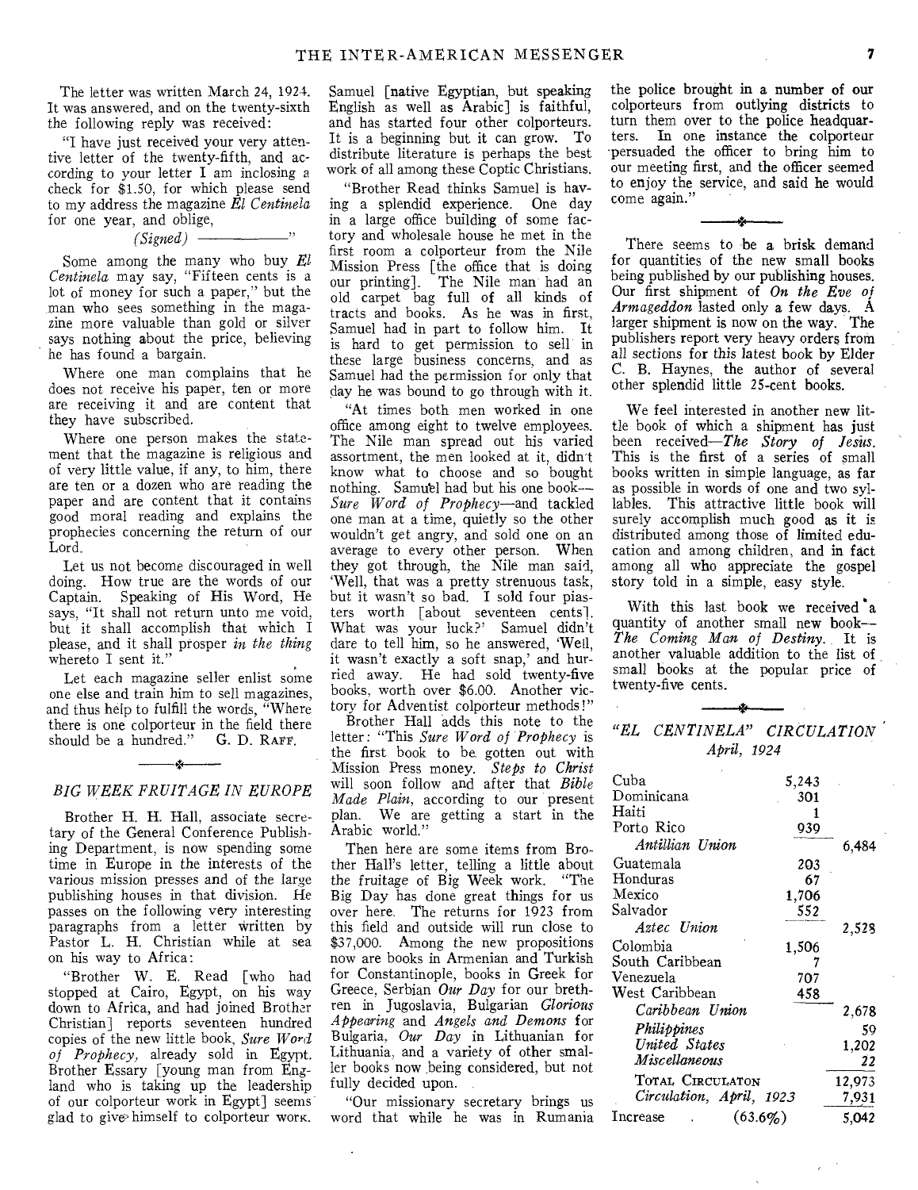The letter was written March 24, 1924. It was answered, and on the twenty-sixth the following reply was received:

"I have just received your very attentive letter of the twenty-fifth, and according to your letter I am inclosing a check for $1.50, for which please send to my address the magazine *El Centinela* for one year, and oblige,

*(Signed)* ——————"

Some among the many who buy *El Centinela* may say, "Fifteen cents is a lot of money for such a paper," but the man who sees something in the magazine more valuable than gold or silver says nothing about the price, believing he has found a bargain.

Where one man complains that he does not receive his paper, ten or more are receiving it and are content that they have subscribed.

Where one person makes the statement that the magazine is religious and of very little value, if any, to him, there are ten or a dozen who are reading the paper and are content that it contains good moral reading and explains the prophecies concerning the return of our Lord.

Let us not become discouraged in well doing. How true are the words of our Captain. Speaking of His Word, He says, "It shall not return unto me void, but it shall accomplish that which I please, and it shall prosper *in the thing* whereto I sent it."

Let each magazine seller enlist some one else and train him to sell magazines, and thus help to fulfill the words, "Where there is one colporteur in the field there should be a hundred." G. D. RAFF.

## *BIG WEEK FRUITAGE IN EUROPE*

Brother H. H. Hall, associate secretary of the General Conference Publishing Department, is now spending some time in Europe in the interests of the various mission presses and of the large publishing houses in that division. He passes on the following very interesting paragraphs from a letter written by Pastor L. H. Christian while at sea on his way to Africa:

"Brother W. E. Read [who had stopped at Cairo, Egypt, on his way down to Africa, and had joined Brother Christian] reports seventeen hundred copies of the new little book, *Sure Word of Prophecy,* already sold in Egypt. Brother Essary [young man from England who is taking up the leadership of our colporteur work in Egypt] seems glad to give himself to colporteur work. Samuel [native Egyptian, but speaking English as well as Arabic] is faithful, and has started four other colporteurs. It is a beginning but it can grow. To distribute literature is perhaps the best work of all among these Coptic Christians.

"Brother Read thinks Samuel is having a splendid experience. One day in a large office building of some factory and wholesale house he met in the first room a colporteur from the Nile Mission Press [the office that is doing our printing]. The Nile man had an old carpet bag full of all kinds of tracts and books. As he was in first, Samuel had in part to follow him. It is hard to get permission to sell in these large business concerns, and as Samuel had the permission for only that day he was bound to go through with it.

"At times both men worked in one office among eight to twelve employees. The Nile man spread out his varied assortment, the men looked at it, didn't know what to choose and so bought nothing. Samuel had but his one book—*Sure Word of Prophecy*—and tackled one man at a time, quietly so the other wouldn't get angry, and sold one on an average to every other person. When they got through, the Nile man said, 'Well, that was a pretty strenuous task, but it wasn't so bad. I sold four piasters worth [about seventeen cents]. What was your luck?' Samuel didn't dare to tell him, so he answered, 'Well, it wasn't exactly a soft snap,' and hurried away. He had sold twenty-five books, worth over $6.00. Another victory for Adventist colporteur methods!"

Brother Hall adds this note to the letter: "This *Sure Word of Prophecy* is the first book to be gotten out with Mission Press money. *Steps to Christ* will soon follow and after that *Bible Made Plain,* according to our present plan. We are getting a start in the Arabic world."

Then here are some items from Brother Hall's letter, telling a little about the fruitage of Big Week work. "The Big Day has done great things for us over here. The returns for 1923 from this field and outside will run close to $37,000. Among the new propositions now are books in Armenian and Turkish for Constantinople, books in Greek for Greece, Serbian *Our Day* for our brethren in Jugoslavia, Bulgarian *Glorious Appearing* and *Angels and Demons* for Bulgaria, *Our Day* in Lithuanian for Lithuania, and a variety of other smaller books now being considered, but not fully decided upon.

"Our missionary secretary brings us word that while he was in Rumania the police brought in a number of our colporteurs from outlying districts to turn them over to the police headquarters. In one instance the colporteur persuaded the officer to bring him to our meeting first, and the officer seemed to enjoy the service, and said he would come again."

There seems to be a brisk demand for quantities of the new small books being published by our publishing houses. Our first shipment of *On the Eve of Armageddon* lasted only a few days. A larger shipment is now on the way. The publishers report very heavy orders from all sections for this latest book by Elder C. B. Haynes, the author of several other splendid little 25-cent books.

We feel interested in another new little book of which a shipment has just been received—*The Story of Jesus.* This is the first of a series of small books written in simple language, as far as possible in words of one and two syllables. This attractive little book will surely accomplish much good as it is distributed among those of limited education and among children, and in fact among all who appreciate the gospel story told in a simple, easy style.

With this last book we received a quantity of another small new book—*The Coming Man of Destiny.* It is another valuable addition to the list of small books at the popular price of twenty-five cents.

## *"EL CENTINELA" CIRCULATION*
*April, 1924*

| | | |
|---|---|---|
| Cuba | 5,243 | |
| Dominicana | 301 | |
| Haiti | 1 | |
| Porto Rico | 939 | |
| *Antillian Union* | | 6,484 |
| Guatemala | 203 | |
| Honduras | 67 | |
| Mexico | 1,706 | |
| Salvador | 552 | |
| *Aztec Union* | | 2,528 |
| Colombia | 1,506 | |
| South Caribbean | 7 | |
| Venezuela | 707 | |
| West Caribbean | 458 | |
| *Caribbean Union* | | 2,678 |
| *Philippines* | | 59 |
| *United States* | | 1,202 |
| *Miscellaneous* | | 22 |
| TOTAL CIRCULATON | | 12,973 |
| *Circulation, April, 1923* | | 7,931 |
| Increase (63.6%) | | 5,042 |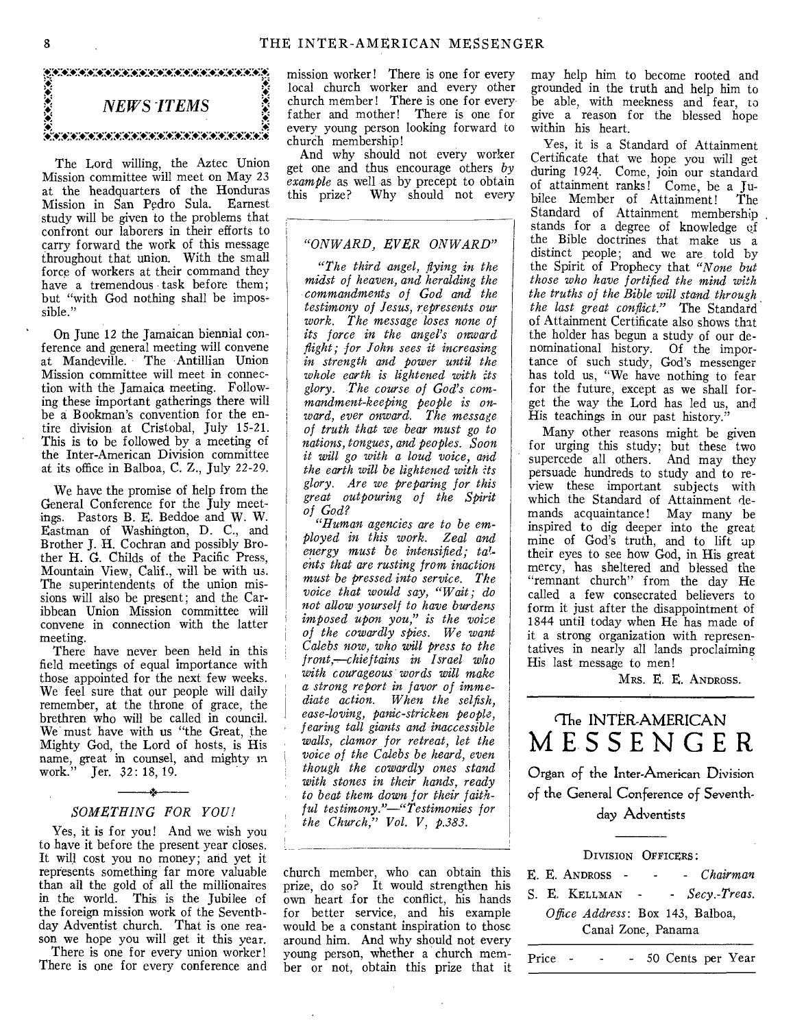## *NEWS ITEMS*

The Lord willing, the Aztec Union Mission committee will meet on May 23 at the headquarters of the Honduras Mission in San Pedro Sula. Earnest study will be given to the problems that confront our laborers in their efforts to carry forward the work of this message throughout that union. With the small force of workers at their command they have a tremendous task before them; but "with God nothing shall be impossible."

On June 12 the Jamaican biennial conference and general meeting will convene at Mandeville. The Antillian Union Mission committee will meet in connection with the Jamaica meeting. Following these important gatherings there will be a Bookman's convention for the entire division at Cristobal, July 15-21. This is to be followed by a meeting of the Inter-American Division committee at its office in Balboa, C. Z., July 22-29.

We have the promise of help from the General Conference for the July meetings. Pastors B. E. Beddoe and W. W. Eastman of Washington, D. C., and Brother J. H. Cochran and possibly Brother H. G. Childs of the Pacific Press, Mountain View, Calif., will be with us. The superintendents of the union missions will also be present; and the Caribbean Union Mission committee will convene in connection with the latter meeting.

There have never been held in this field meetings of equal importance with those appointed for the next few weeks. We feel sure that our people will daily remember, at the throne of grace, the brethren who will be called in council. We must have with us "the Great, the Mighty God, the Lord of hosts, is His name, great in counsel, and mighty in work." Jer. 32: 18, 19.

### *SOMETHING FOR YOU!*

Yes, it is for you! And we wish you to have it before the present year closes. It will cost you no money; and yet it represents something far more valuable than all the gold of all the millionaires in the world. This is the Jubilee of the foreign mission work of the Seventh-day Adventist church. That is one reason we hope you will get it this year.

There is one for every union worker! There is one for every conference and mission worker! There is one for every local church worker and every other church member! There is one for every father and mother! There is one for every young person looking forward to church membership!

And why should not every worker get one and thus encourage others *by example* as well as by precept to obtain this prize? Why should not every church member, who can obtain this prize, do so? It would strengthen his own heart for the conflict, his hands for better service, and his example would be a constant inspiration to those around him. And why should not every young person, whether a church member or not, obtain this prize that it may help him to become rooted and grounded in the truth and help him to be able, with meekness and fear, to give a reason for the blessed hope within his heart.

Yes, it is a Standard of Attainment Certificate that we hope you will get during 1924. Come, join our standard of attainment ranks! Come, be a Jubilee Member of Attainment! The Standard of Attainment membership stands for a degree of knowledge of the Bible doctrines that make us a distinct people; and we are told by the Spirit of Prophecy that *"None but those who have fortified the mind with the truths of the Bible will stand through the last great conflict."* The Standard of Attainment Certificate also shows that the holder has begun a study of our denominational history. Of the importance of such study, God's messenger has told us, "We have nothing to fear for the future, except as we shall forget the way the Lord has led us, and His teachings in our past history."

Many other reasons might be given for urging this study; but these two supercede all others. And may they persuade hundreds to study and to review these important subjects with which the Standard of Attainment demands acquaintance! May many be inspired to dig deeper into the great mine of God's truth, and to lift up their eyes to see how God, in His great mercy, has sheltered and blessed the "remnant church" from the day He called a few consecrated believers to form it just after the disappointment of 1844 until today when He has made of it a strong organization with representatives in nearly all lands proclaiming His last message to men!

MRS. E. E. ANDROSS.

### *"ONWARD, EVER ONWARD"*

*"The third angel, flying in the midst of heaven, and heralding the commandments of God and the testimony of Jesus, represents our work. The message loses none of its force in the angel's onward flight; for John sees it increasing in strength and power until the whole earth is lightened with its glory. The course of God's commandment-keeping people is onward, ever onward. The message of truth that we bear must go to nations, tongues, and peoples. Soon it will go with a loud voice, and the earth will be lightened with its glory. Are we preparing for this great outpouring of the Spirit of God?*

*"Human agencies are to be employed in this work. Zeal and energy must be intensified; talents that are rusting from inaction must be pressed into service. The voice that would say, "Wait; do not allow yourself to have burdens imposed upon you," is the voice of the cowardly spies. We want Calebs now, who will press to the front,—chieftains in Israel who with courageous words will make a strong report in favor of immediate action. When the selfish, ease-loving, panic-stricken people, fearing tall giants and inaccessible walls, clamor for retreat, let the voice of the Calebs be heard, even though the cowardly ones stand with stones in their hands, ready to beat them down for their faithful testimony."—"Testimonies for the Church," Vol. V, p.383.*

## The INTER-AMERICAN MESSENGER

Organ of the Inter-American Division of the General Conference of Seventh-day Adventists

DIVISION OFFICERS:

E. E. ANDROSS - - - *Chairman*

S. E. KELLMAN - - *Secy.-Treas.*

*Office Address*: Box 143, Balboa, Canal Zone, Panama

Price - - - 50 Cents per Year